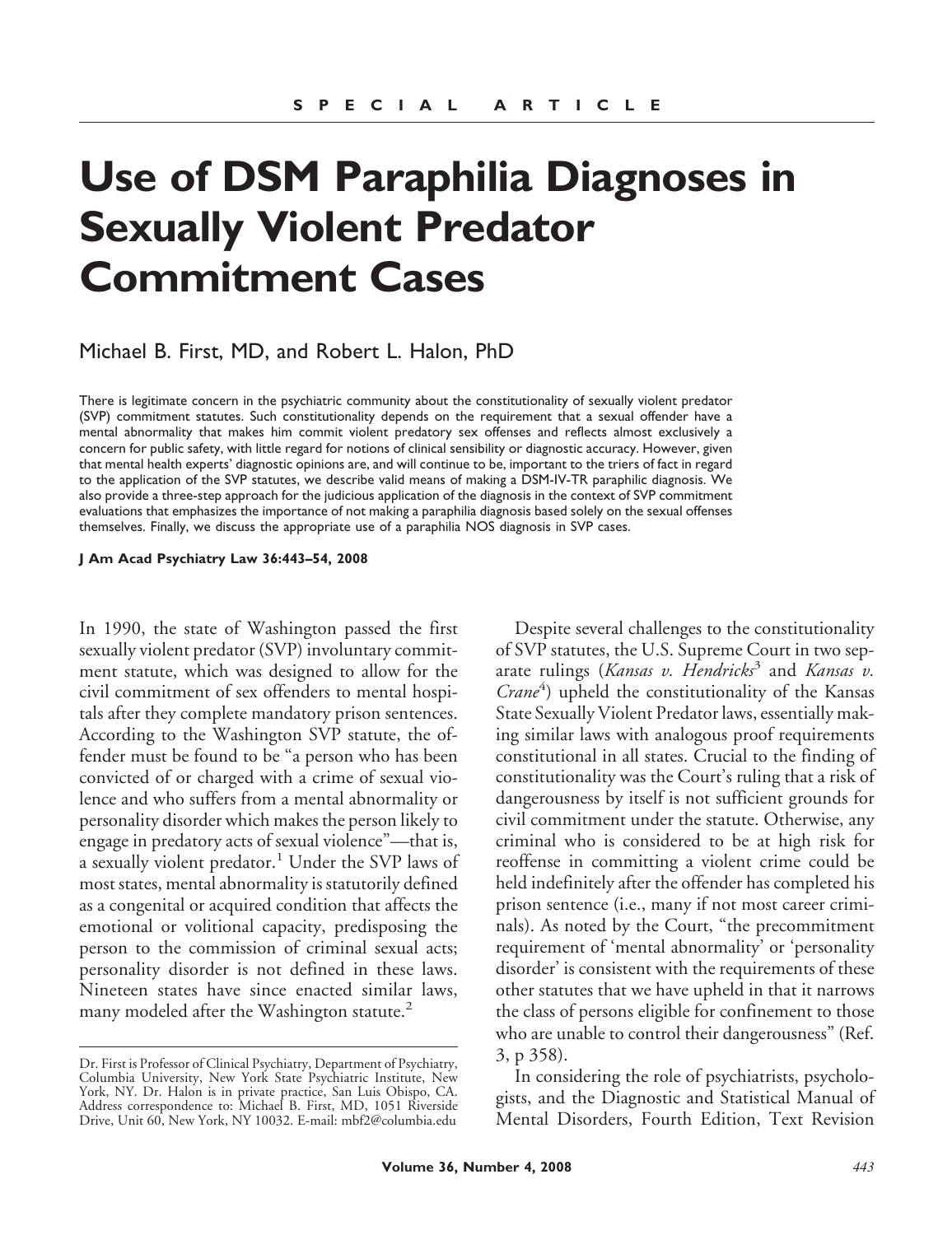SPECIAL ARTICLE

# Use of DSM Paraphilia Diagnoses in Sexually Violent Predator Commitment Cases

Michael B. First, MD, and Robert L. Halon, PhD

There is legitimate concern in the psychiatric community about the constitutionality of sexually violent predator (SVP) commitment statutes. Such constitutionality depends on the requirement that a sexual offender have a mental abnormality that makes him commit violent predatory sex offenses and reflects almost exclusively a concern for public safety, with little regard for notions of clinical sensibility or diagnostic accuracy. However, given that mental health experts' diagnostic opinions are, and will continue to be, important to the triers of fact in regard to the application of the SVP statutes, we describe valid means of making a DSM-IV-TR paraphilic diagnosis. We also provide a three-step approach for the judicious application of the diagnosis in the context of SVP commitment evaluations that emphasizes the importance of not making a paraphilia diagnosis based solely on the sexual offenses themselves. Finally, we discuss the appropriate use of a paraphilia NOS diagnosis in SVP cases.

**J Am Acad Psychiatry Law 36:443–54, 2008**

In 1990, the state of Washington passed the first sexually violent predator (SVP) involuntary commitment statute, which was designed to allow for the civil commitment of sex offenders to mental hospitals after they complete mandatory prison sentences. According to the Washington SVP statute, the offender must be found to be "a person who has been convicted of or charged with a crime of sexual violence and who suffers from a mental abnormality or personality disorder which makes the person likely to engage in predatory acts of sexual violence"—that is, a sexually violent predator.[1] Under the SVP laws of most states, mental abnormality is statutorily defined as a congenital or acquired condition that affects the emotional or volitional capacity, predisposing the person to the commission of criminal sexual acts; personality disorder is not defined in these laws. Nineteen states have since enacted similar laws, many modeled after the Washington statute.[2]

Despite several challenges to the constitutionality of SVP statutes, the U.S. Supreme Court in two separate rulings (*Kansas v. Hendricks*[3] and *Kansas v. Crane*[4]) upheld the constitutionality of the Kansas State Sexually Violent Predator laws, essentially making similar laws with analogous proof requirements constitutional in all states. Crucial to the finding of constitutionality was the Court's ruling that a risk of dangerousness by itself is not sufficient grounds for civil commitment under the statute. Otherwise, any criminal who is considered to be at high risk for reoffense in committing a violent crime could be held indefinitely after the offender has completed his prison sentence (i.e., many if not most career criminals). As noted by the Court, "the precommitment requirement of 'mental abnormality' or 'personality disorder' is consistent with the requirements of these other statutes that we have upheld in that it narrows the class of persons eligible for confinement to those who are unable to control their dangerousness" (Ref. 3, p 358).

In considering the role of psychiatrists, psychologists, and the Diagnostic and Statistical Manual of Mental Disorders, Fourth Edition, Text Revision

Dr. First is Professor of Clinical Psychiatry, Department of Psychiatry, Columbia University, New York State Psychiatric Institute, New York, NY. Dr. Halon is in private practice, San Luis Obispo, CA. Address correspondence to: Michael B. First, MD, 1051 Riverside Drive, Unit 60, New York, NY 10032. E-mail: mbf2@columbia.edu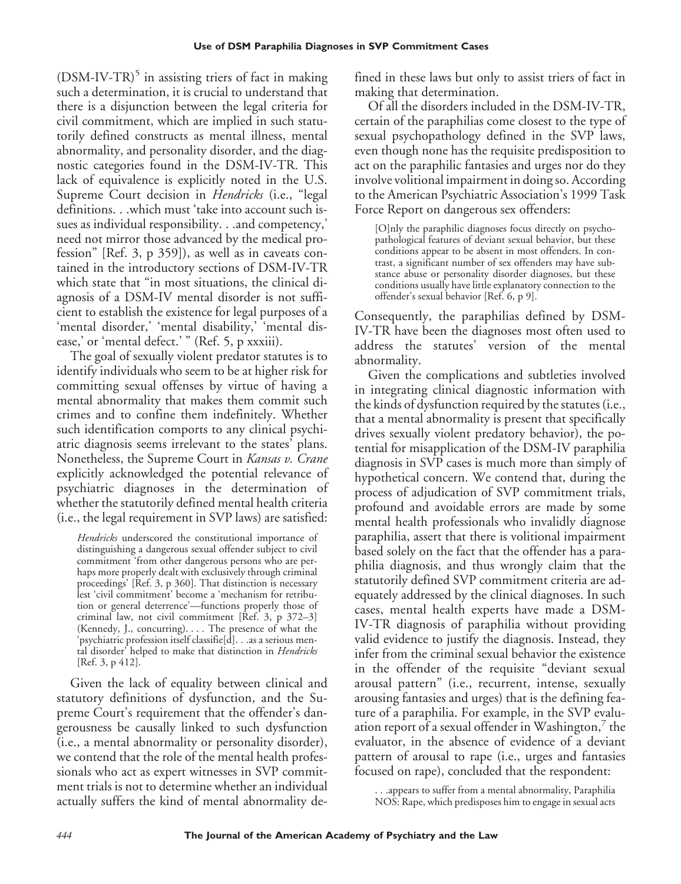(DSM-IV-TR)[5] in assisting triers of fact in making such a determination, it is crucial to understand that there is a disjunction between the legal criteria for civil commitment, which are implied in such statutorily defined constructs as mental illness, mental abnormality, and personality disorder, and the diagnostic categories found in the DSM-IV-TR. This lack of equivalence is explicitly noted in the U.S. Supreme Court decision in *Hendricks* (i.e., "legal definitions. . .which must 'take into account such issues as individual responsibility. . .and competency,' need not mirror those advanced by the medical profession" [Ref. 3, p 359]), as well as in caveats contained in the introductory sections of DSM-IV-TR which state that "in most situations, the clinical diagnosis of a DSM-IV mental disorder is not sufficient to establish the existence for legal purposes of a 'mental disorder,' 'mental disability,' 'mental disease,' or 'mental defect.' " (Ref. 5, p xxxiii).

The goal of sexually violent predator statutes is to identify individuals who seem to be at higher risk for committing sexual offenses by virtue of having a mental abnormality that makes them commit such crimes and to confine them indefinitely. Whether such identification comports to any clinical psychiatric diagnosis seems irrelevant to the states' plans. Nonetheless, the Supreme Court in *Kansas v. Crane* explicitly acknowledged the potential relevance of psychiatric diagnoses in the determination of whether the statutorily defined mental health criteria (i.e., the legal requirement in SVP laws) are satisfied:

> *Hendricks* underscored the constitutional importance of distinguishing a dangerous sexual offender subject to civil commitment 'from other dangerous persons who are perhaps more properly dealt with exclusively through criminal proceedings' [Ref. 3, p 360]. That distinction is necessary lest 'civil commitment' become a 'mechanism for retribution or general deterrence'—functions properly those of criminal law, not civil commitment [Ref. 3, p 372–3] (Kennedy, J., concurring). . . . The presence of what the 'psychiatric profession itself classifie[d]. . .as a serious mental disorder' helped to make that distinction in *Hendricks* [Ref. 3, p 412].

Given the lack of equality between clinical and statutory definitions of dysfunction, and the Supreme Court's requirement that the offender's dangerousness be causally linked to such dysfunction (i.e., a mental abnormality or personality disorder), we contend that the role of the mental health professionals who act as expert witnesses in SVP commitment trials is not to determine whether an individual actually suffers the kind of mental abnormality defined in these laws but only to assist triers of fact in making that determination.

Of all the disorders included in the DSM-IV-TR, certain of the paraphilias come closest to the type of sexual psychopathology defined in the SVP laws, even though none has the requisite predisposition to act on the paraphilic fantasies and urges nor do they involve volitional impairment in doing so. According to the American Psychiatric Association's 1999 Task Force Report on dangerous sex offenders:

> [O]nly the paraphilic diagnoses focus directly on psychopathological features of deviant sexual behavior, but these conditions appear to be absent in most offenders. In contrast, a significant number of sex offenders may have substance abuse or personality disorder diagnoses, but these conditions usually have little explanatory connection to the offender's sexual behavior [Ref. 6, p 9].

Consequently, the paraphilias defined by DSM-IV-TR have been the diagnoses most often used to address the statutes' version of the mental abnormality.

Given the complications and subtleties involved in integrating clinical diagnostic information with the kinds of dysfunction required by the statutes (i.e., that a mental abnormality is present that specifically drives sexually violent predatory behavior), the potential for misapplication of the DSM-IV paraphilia diagnosis in SVP cases is much more than simply of hypothetical concern. We contend that, during the process of adjudication of SVP commitment trials, profound and avoidable errors are made by some mental health professionals who invalidly diagnose paraphilia, assert that there is volitional impairment based solely on the fact that the offender has a paraphilia diagnosis, and thus wrongly claim that the statutorily defined SVP commitment criteria are adequately addressed by the clinical diagnoses. In such cases, mental health experts have made a DSM-IV-TR diagnosis of paraphilia without providing valid evidence to justify the diagnosis. Instead, they infer from the criminal sexual behavior the existence in the offender of the requisite "deviant sexual arousal pattern" (i.e., recurrent, intense, sexually arousing fantasies and urges) that is the defining feature of a paraphilia. For example, in the SVP evaluation report of a sexual offender in Washington,[7] the evaluator, in the absence of evidence of a deviant pattern of arousal to rape (i.e., urges and fantasies focused on rape), concluded that the respondent:

> . . .appears to suffer from a mental abnormality, Paraphilia NOS: Rape, which predisposes him to engage in sexual acts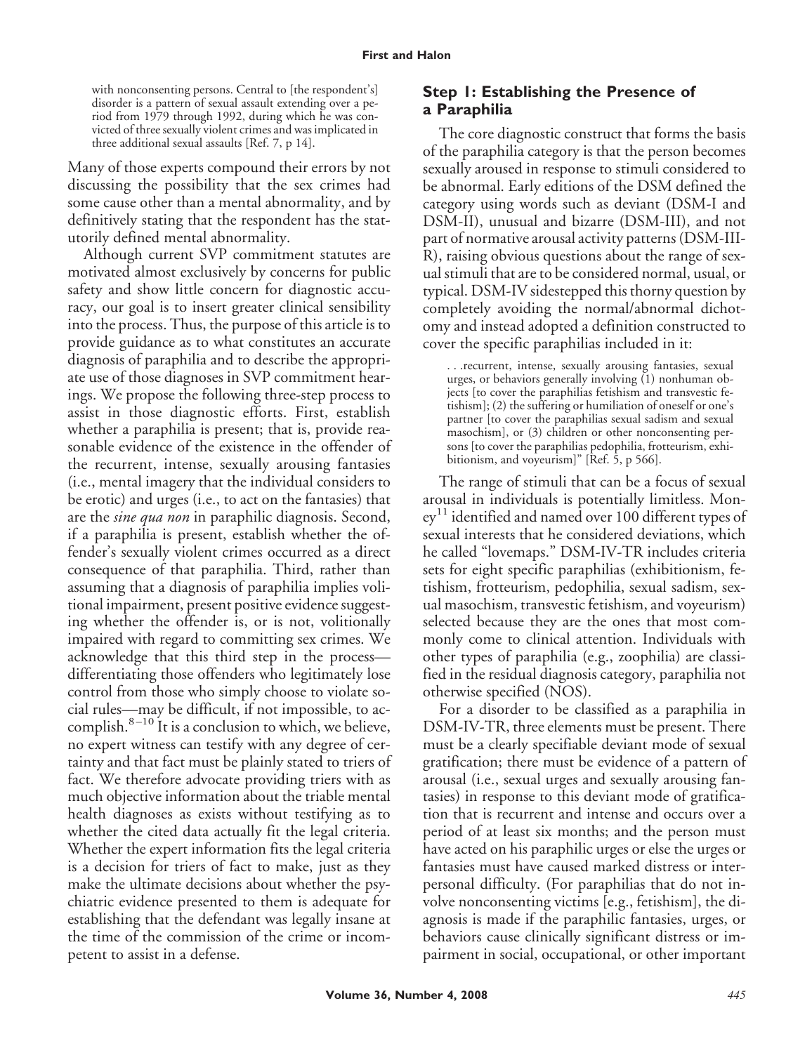> with nonconsenting persons. Central to [the respondent's] disorder is a pattern of sexual assault extending over a period from 1979 through 1992, during which he was convicted of three sexually violent crimes and was implicated in three additional sexual assaults [Ref. 7, p 14].

Many of those experts compound their errors by not discussing the possibility that the sex crimes had some cause other than a mental abnormality, and by definitively stating that the respondent has the statutorily defined mental abnormality.

Although current SVP commitment statutes are motivated almost exclusively by concerns for public safety and show little concern for diagnostic accuracy, our goal is to insert greater clinical sensibility into the process. Thus, the purpose of this article is to provide guidance as to what constitutes an accurate diagnosis of paraphilia and to describe the appropriate use of those diagnoses in SVP commitment hearings. We propose the following three-step process to assist in those diagnostic efforts. First, establish whether a paraphilia is present; that is, provide reasonable evidence of the existence in the offender of the recurrent, intense, sexually arousing fantasies (i.e., mental imagery that the individual considers to be erotic) and urges (i.e., to act on the fantasies) that are the *sine qua non* in paraphilic diagnosis. Second, if a paraphilia is present, establish whether the offender's sexually violent crimes occurred as a direct consequence of that paraphilia. Third, rather than assuming that a diagnosis of paraphilia implies volitional impairment, present positive evidence suggesting whether the offender is, or is not, volitionally impaired with regard to committing sex crimes. We acknowledge that this third step in the process—differentiating those offenders who legitimately lose control from those who simply choose to violate social rules—may be difficult, if not impossible, to accomplish.[8–10] It is a conclusion to which, we believe, no expert witness can testify with any degree of certainty and that fact must be plainly stated to triers of fact. We therefore advocate providing triers with as much objective information about the triable mental health diagnoses as exists without testifying as to whether the cited data actually fit the legal criteria. Whether the expert information fits the legal criteria is a decision for triers of fact to make, just as they make the ultimate decisions about whether the psychiatric evidence presented to them is adequate for establishing that the defendant was legally insane at the time of the commission of the crime or incompetent to assist in a defense.

### Step 1: Establishing the Presence of a Paraphilia

The core diagnostic construct that forms the basis of the paraphilia category is that the person becomes sexually aroused in response to stimuli considered to be abnormal. Early editions of the DSM defined the category using words such as deviant (DSM-I and DSM-II), unusual and bizarre (DSM-III), and not part of normative arousal activity patterns (DSM-III-R), raising obvious questions about the range of sexual stimuli that are to be considered normal, usual, or typical. DSM-IV sidestepped this thorny question by completely avoiding the normal/abnormal dichotomy and instead adopted a definition constructed to cover the specific paraphilias included in it:

> . . .recurrent, intense, sexually arousing fantasies, sexual urges, or behaviors generally involving (1) nonhuman objects [to cover the paraphilias fetishism and transvestic fetishism]; (2) the suffering or humiliation of oneself or one's partner [to cover the paraphilias sexual sadism and sexual masochism], or (3) children or other nonconsenting persons [to cover the paraphilias pedophilia, frotteurism, exhibitionism, and voyeurism]" [Ref. 5, p 566].

The range of stimuli that can be a focus of sexual arousal in individuals is potentially limitless. Money[11] identified and named over 100 different types of sexual interests that he considered deviations, which he called "lovemaps." DSM-IV-TR includes criteria sets for eight specific paraphilias (exhibitionism, fetishism, frotteurism, pedophilia, sexual sadism, sexual masochism, transvestic fetishism, and voyeurism) selected because they are the ones that most commonly come to clinical attention. Individuals with other types of paraphilia (e.g., zoophilia) are classified in the residual diagnosis category, paraphilia not otherwise specified (NOS).

For a disorder to be classified as a paraphilia in DSM-IV-TR, three elements must be present. There must be a clearly specifiable deviant mode of sexual gratification; there must be evidence of a pattern of arousal (i.e., sexual urges and sexually arousing fantasies) in response to this deviant mode of gratification that is recurrent and intense and occurs over a period of at least six months; and the person must have acted on his paraphilic urges or else the urges or fantasies must have caused marked distress or interpersonal difficulty. (For paraphilias that do not involve nonconsenting victims [e.g., fetishism], the diagnosis is made if the paraphilic fantasies, urges, or behaviors cause clinically significant distress or impairment in social, occupational, or other important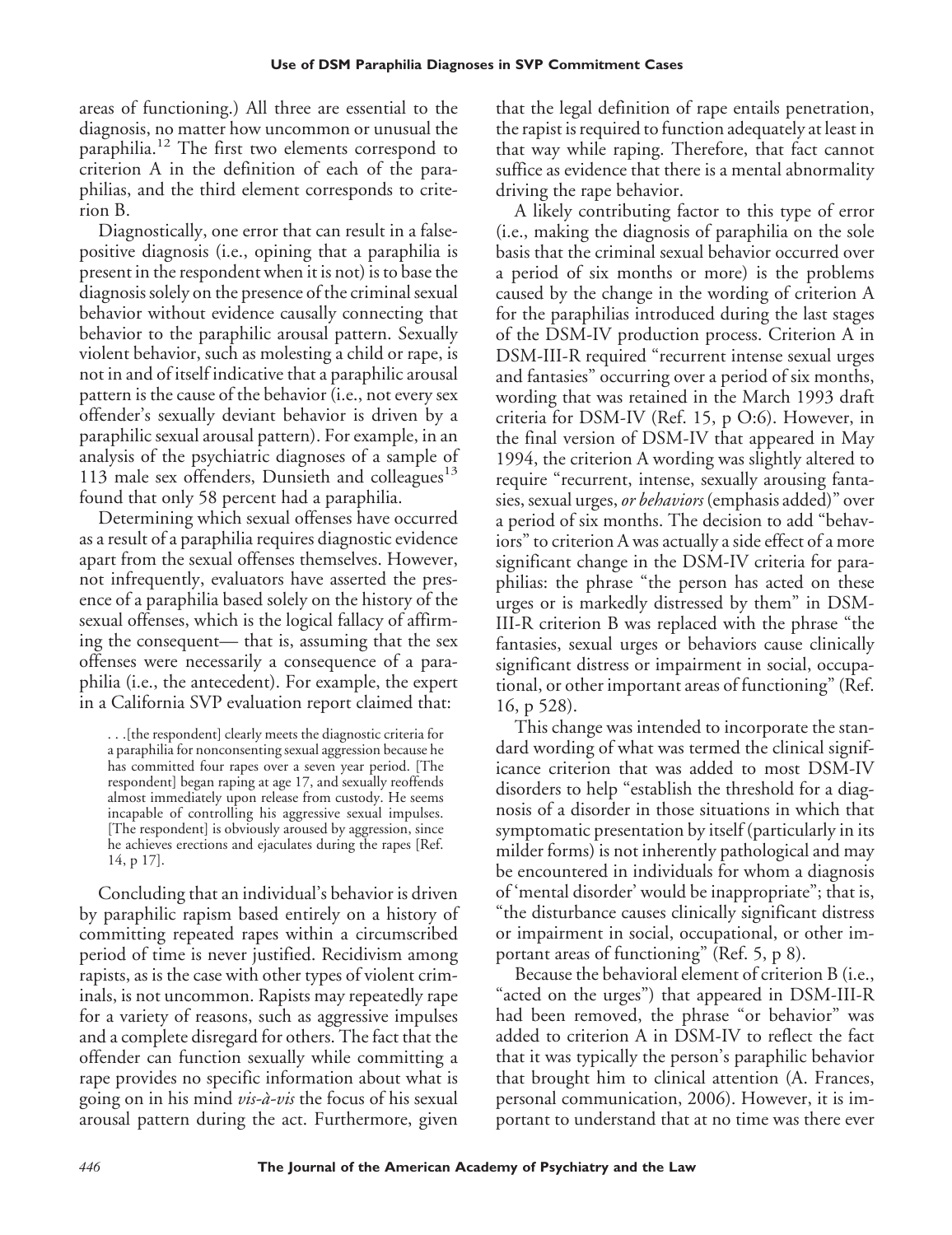areas of functioning.) All three are essential to the diagnosis, no matter how uncommon or unusual the paraphilia.[12] The first two elements correspond to criterion A in the definition of each of the paraphilias, and the third element corresponds to criterion B.

Diagnostically, one error that can result in a false-positive diagnosis (i.e., opining that a paraphilia is present in the respondent when it is not) is to base the diagnosis solely on the presence of the criminal sexual behavior without evidence causally connecting that behavior to the paraphilic arousal pattern. Sexually violent behavior, such as molesting a child or rape, is not in and of itself indicative that a paraphilic arousal pattern is the cause of the behavior (i.e., not every sex offender's sexually deviant behavior is driven by a paraphilic sexual arousal pattern). For example, in an analysis of the psychiatric diagnoses of a sample of 113 male sex offenders, Dunsieth and colleagues[13] found that only 58 percent had a paraphilia.

Determining which sexual offenses have occurred as a result of a paraphilia requires diagnostic evidence apart from the sexual offenses themselves. However, not infrequently, evaluators have asserted the presence of a paraphilia based solely on the history of the sexual offenses, which is the logical fallacy of affirming the consequent— that is, assuming that the sex offenses were necessarily a consequence of a paraphilia (i.e., the antecedent). For example, the expert in a California SVP evaluation report claimed that:

> . . .[the respondent] clearly meets the diagnostic criteria for a paraphilia for nonconsenting sexual aggression because he has committed four rapes over a seven year period. [The respondent] began raping at age 17, and sexually reoffends almost immediately upon release from custody. He seems incapable of controlling his aggressive sexual impulses. [The respondent] is obviously aroused by aggression, since he achieves erections and ejaculates during the rapes [Ref. 14, p 17].

Concluding that an individual's behavior is driven by paraphilic rapism based entirely on a history of committing repeated rapes within a circumscribed period of time is never justified. Recidivism among rapists, as is the case with other types of violent criminals, is not uncommon. Rapists may repeatedly rape for a variety of reasons, such as aggressive impulses and a complete disregard for others. The fact that the offender can function sexually while committing a rape provides no specific information about what is going on in his mind *vis-à-vis* the focus of his sexual arousal pattern during the act. Furthermore, given that the legal definition of rape entails penetration, the rapist is required to function adequately at least in that way while raping. Therefore, that fact cannot suffice as evidence that there is a mental abnormality driving the rape behavior.

A likely contributing factor to this type of error (i.e., making the diagnosis of paraphilia on the sole basis that the criminal sexual behavior occurred over a period of six months or more) is the problems caused by the change in the wording of criterion A for the paraphilias introduced during the last stages of the DSM-IV production process. Criterion A in DSM-III-R required "recurrent intense sexual urges and fantasies" occurring over a period of six months, wording that was retained in the March 1993 draft criteria for DSM-IV (Ref. 15, p O:6). However, in the final version of DSM-IV that appeared in May 1994, the criterion A wording was slightly altered to require "recurrent, intense, sexually arousing fantasies, sexual urges, *or behaviors* (emphasis added)" over a period of six months. The decision to add "behaviors" to criterion A was actually a side effect of a more significant change in the DSM-IV criteria for paraphilias: the phrase "the person has acted on these urges or is markedly distressed by them" in DSM-III-R criterion B was replaced with the phrase "the fantasies, sexual urges or behaviors cause clinically significant distress or impairment in social, occupational, or other important areas of functioning" (Ref. 16, p 528).

This change was intended to incorporate the standard wording of what was termed the clinical significance criterion that was added to most DSM-IV disorders to help "establish the threshold for a diagnosis of a disorder in those situations in which that symptomatic presentation by itself (particularly in its milder forms) is not inherently pathological and may be encountered in individuals for whom a diagnosis of 'mental disorder' would be inappropriate"; that is, "the disturbance causes clinically significant distress or impairment in social, occupational, or other important areas of functioning" (Ref. 5, p 8).

Because the behavioral element of criterion B (i.e., "acted on the urges") that appeared in DSM-III-R had been removed, the phrase "or behavior" was added to criterion A in DSM-IV to reflect the fact that it was typically the person's paraphilic behavior that brought him to clinical attention (A. Frances, personal communication, 2006). However, it is important to understand that at no time was there ever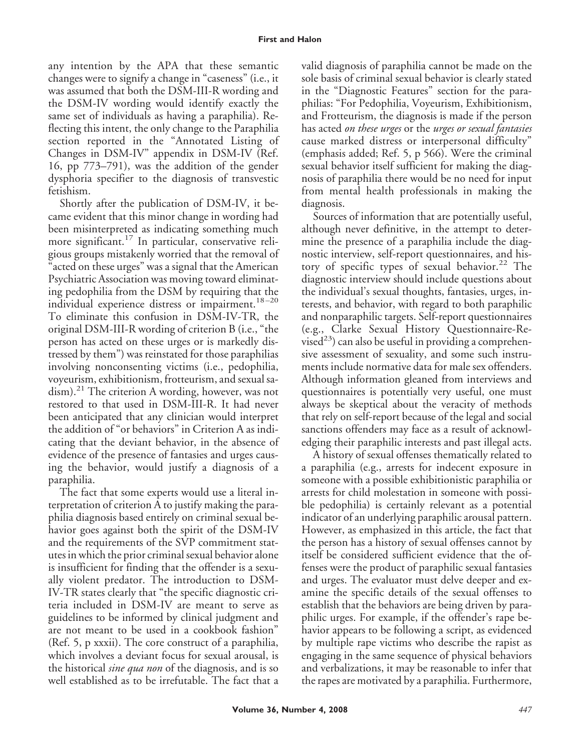any intention by the APA that these semantic changes were to signify a change in "caseness" (i.e., it was assumed that both the DSM-III-R wording and the DSM-IV wording would identify exactly the same set of individuals as having a paraphilia). Reflecting this intent, the only change to the Paraphilia section reported in the "Annotated Listing of Changes in DSM-IV" appendix in DSM-IV (Ref. 16, pp 773–791), was the addition of the gender dysphoria specifier to the diagnosis of transvestic fetishism.

Shortly after the publication of DSM-IV, it became evident that this minor change in wording had been misinterpreted as indicating something much more significant.[17] In particular, conservative religious groups mistakenly worried that the removal of "acted on these urges" was a signal that the American Psychiatric Association was moving toward eliminating pedophilia from the DSM by requiring that the individual experience distress or impairment.[18–20] To eliminate this confusion in DSM-IV-TR, the original DSM-III-R wording of criterion B (i.e., "the person has acted on these urges or is markedly distressed by them") was reinstated for those paraphilias involving nonconsenting victims (i.e., pedophilia, voyeurism, exhibitionism, frotteurism, and sexual sadism).[21] The criterion A wording, however, was not restored to that used in DSM-III-R. It had never been anticipated that any clinician would interpret the addition of "or behaviors" in Criterion A as indicating that the deviant behavior, in the absence of evidence of the presence of fantasies and urges causing the behavior, would justify a diagnosis of a paraphilia.

The fact that some experts would use a literal interpretation of criterion A to justify making the paraphilia diagnosis based entirely on criminal sexual behavior goes against both the spirit of the DSM-IV and the requirements of the SVP commitment statutes in which the prior criminal sexual behavior alone is insufficient for finding that the offender is a sexually violent predator. The introduction to DSM-IV-TR states clearly that "the specific diagnostic criteria included in DSM-IV are meant to serve as guidelines to be informed by clinical judgment and are not meant to be used in a cookbook fashion" (Ref. 5, p xxxii). The core construct of a paraphilia, which involves a deviant focus for sexual arousal, is the historical *sine qua non* of the diagnosis, and is so well established as to be irrefutable. The fact that a valid diagnosis of paraphilia cannot be made on the sole basis of criminal sexual behavior is clearly stated in the "Diagnostic Features" section for the paraphilias: "For Pedophilia, Voyeurism, Exhibitionism, and Frotteurism, the diagnosis is made if the person has acted *on these urges* or the *urges or sexual fantasies* cause marked distress or interpersonal difficulty" (emphasis added; Ref. 5, p 566). Were the criminal sexual behavior itself sufficient for making the diagnosis of paraphilia there would be no need for input from mental health professionals in making the diagnosis.

Sources of information that are potentially useful, although never definitive, in the attempt to determine the presence of a paraphilia include the diagnostic interview, self-report questionnaires, and history of specific types of sexual behavior.[22] The diagnostic interview should include questions about the individual's sexual thoughts, fantasies, urges, interests, and behavior, with regard to both paraphilic and nonparaphilic targets. Self-report questionnaires (e.g., Clarke Sexual History Questionnaire-Revised[23]) can also be useful in providing a comprehensive assessment of sexuality, and some such instruments include normative data for male sex offenders. Although information gleaned from interviews and questionnaires is potentially very useful, one must always be skeptical about the veracity of methods that rely on self-report because of the legal and social sanctions offenders may face as a result of acknowledging their paraphilic interests and past illegal acts.

A history of sexual offenses thematically related to a paraphilia (e.g., arrests for indecent exposure in someone with a possible exhibitionistic paraphilia or arrests for child molestation in someone with possible pedophilia) is certainly relevant as a potential indicator of an underlying paraphilic arousal pattern. However, as emphasized in this article, the fact that the person has a history of sexual offenses cannot by itself be considered sufficient evidence that the offenses were the product of paraphilic sexual fantasies and urges. The evaluator must delve deeper and examine the specific details of the sexual offenses to establish that the behaviors are being driven by paraphilic urges. For example, if the offender's rape behavior appears to be following a script, as evidenced by multiple rape victims who describe the rapist as engaging in the same sequence of physical behaviors and verbalizations, it may be reasonable to infer that the rapes are motivated by a paraphilia. Furthermore,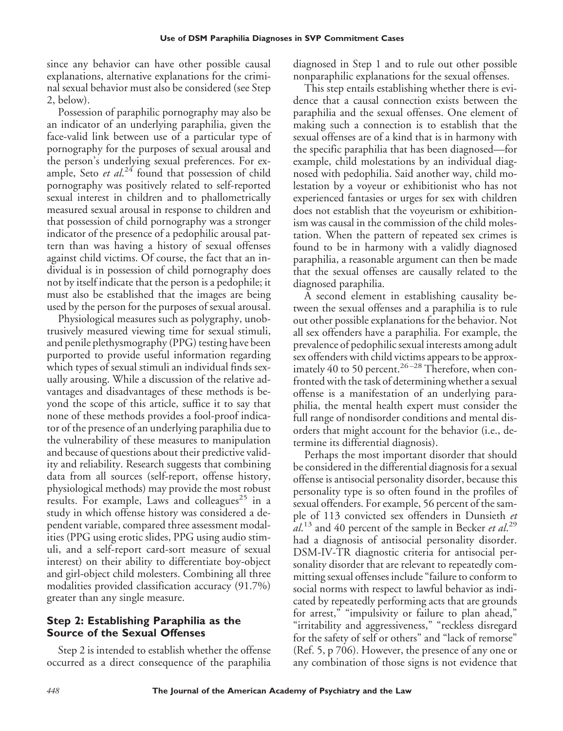since any behavior can have other possible causal explanations, alternative explanations for the criminal sexual behavior must also be considered (see Step 2, below).

Possession of paraphilic pornography may also be an indicator of an underlying paraphilia, given the face-valid link between use of a particular type of pornography for the purposes of sexual arousal and the person's underlying sexual preferences. For example, Seto *et al.*[24] found that possession of child pornography was positively related to self-reported sexual interest in children and to phallometrically measured sexual arousal in response to children and that possession of child pornography was a stronger indicator of the presence of a pedophilic arousal pattern than was having a history of sexual offenses against child victims. Of course, the fact that an individual is in possession of child pornography does not by itself indicate that the person is a pedophile; it must also be established that the images are being used by the person for the purposes of sexual arousal.

Physiological measures such as polygraphy, unobtrusively measured viewing time for sexual stimuli, and penile plethysmography (PPG) testing have been purported to provide useful information regarding which types of sexual stimuli an individual finds sexually arousing. While a discussion of the relative advantages and disadvantages of these methods is beyond the scope of this article, suffice it to say that none of these methods provides a fool-proof indicator of the presence of an underlying paraphilia due to the vulnerability of these measures to manipulation and because of questions about their predictive validity and reliability. Research suggests that combining data from all sources (self-report, offense history, physiological methods) may provide the most robust results. For example, Laws and colleagues[25] in a study in which offense history was considered a dependent variable, compared three assessment modalities (PPG using erotic slides, PPG using audio stimuli, and a self-report card-sort measure of sexual interest) on their ability to differentiate boy-object and girl-object child molesters. Combining all three modalities provided classification accuracy (91.7%) greater than any single measure.

## Step 2: Establishing Paraphilia as the Source of the Sexual Offenses

Step 2 is intended to establish whether the offense occurred as a direct consequence of the paraphilia diagnosed in Step 1 and to rule out other possible nonparaphilic explanations for the sexual offenses.

This step entails establishing whether there is evidence that a causal connection exists between the paraphilia and the sexual offenses. One element of making such a connection is to establish that the sexual offenses are of a kind that is in harmony with the specific paraphilia that has been diagnosed—for example, child molestations by an individual diagnosed with pedophilia. Said another way, child molestation by a voyeur or exhibitionist who has not experienced fantasies or urges for sex with children does not establish that the voyeurism or exhibitionism was causal in the commission of the child molestation. When the pattern of repeated sex crimes is found to be in harmony with a validly diagnosed paraphilia, a reasonable argument can then be made that the sexual offenses are causally related to the diagnosed paraphilia.

A second element in establishing causality between the sexual offenses and a paraphilia is to rule out other possible explanations for the behavior. Not all sex offenders have a paraphilia. For example, the prevalence of pedophilic sexual interests among adult sex offenders with child victims appears to be approximately 40 to 50 percent.[26–28] Therefore, when confronted with the task of determining whether a sexual offense is a manifestation of an underlying paraphilia, the mental health expert must consider the full range of nondisorder conditions and mental disorders that might account for the behavior (i.e., determine its differential diagnosis).

Perhaps the most important disorder that should be considered in the differential diagnosis for a sexual offense is antisocial personality disorder, because this personality type is so often found in the profiles of sexual offenders. For example, 56 percent of the sample of 113 convicted sex offenders in Dunsieth *et al.*[13] and 40 percent of the sample in Becker *et al.*[29] had a diagnosis of antisocial personality disorder. DSM-IV-TR diagnostic criteria for antisocial personality disorder that are relevant to repeatedly committing sexual offenses include "failure to conform to social norms with respect to lawful behavior as indicated by repeatedly performing acts that are grounds for arrest," "impulsivity or failure to plan ahead," "irritability and aggressiveness," "reckless disregard for the safety of self or others" and "lack of remorse" (Ref. 5, p 706). However, the presence of any one or any combination of those signs is not evidence that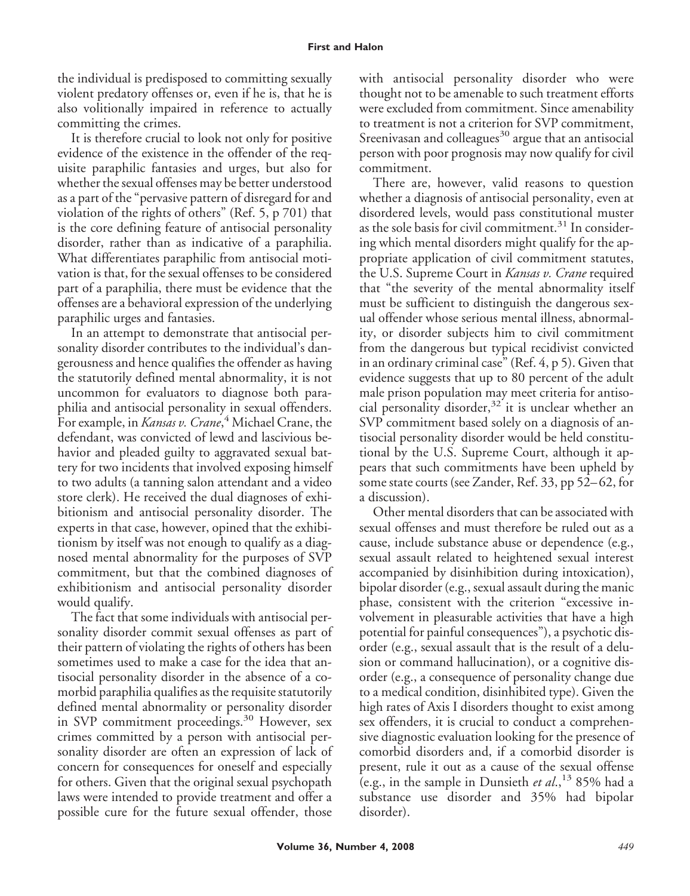the individual is predisposed to committing sexually violent predatory offenses or, even if he is, that he is also volitionally impaired in reference to actually committing the crimes.

It is therefore crucial to look not only for positive evidence of the existence in the offender of the requisite paraphilic fantasies and urges, but also for whether the sexual offenses may be better understood as a part of the "pervasive pattern of disregard for and violation of the rights of others" (Ref. 5, p 701) that is the core defining feature of antisocial personality disorder, rather than as indicative of a paraphilia. What differentiates paraphilic from antisocial motivation is that, for the sexual offenses to be considered part of a paraphilia, there must be evidence that the offenses are a behavioral expression of the underlying paraphilic urges and fantasies.

In an attempt to demonstrate that antisocial personality disorder contributes to the individual's dangerousness and hence qualifies the offender as having the statutorily defined mental abnormality, it is not uncommon for evaluators to diagnose both paraphilia and antisocial personality in sexual offenders. For example, in *Kansas v. Crane*,[4] Michael Crane, the defendant, was convicted of lewd and lascivious behavior and pleaded guilty to aggravated sexual battery for two incidents that involved exposing himself to two adults (a tanning salon attendant and a video store clerk). He received the dual diagnoses of exhibitionism and antisocial personality disorder. The experts in that case, however, opined that the exhibitionism by itself was not enough to qualify as a diagnosed mental abnormality for the purposes of SVP commitment, but that the combined diagnoses of exhibitionism and antisocial personality disorder would qualify.

The fact that some individuals with antisocial personality disorder commit sexual offenses as part of their pattern of violating the rights of others has been sometimes used to make a case for the idea that antisocial personality disorder in the absence of a comorbid paraphilia qualifies as the requisite statutorily defined mental abnormality or personality disorder in SVP commitment proceedings.[30] However, sex crimes committed by a person with antisocial personality disorder are often an expression of lack of concern for consequences for oneself and especially for others. Given that the original sexual psychopath laws were intended to provide treatment and offer a possible cure for the future sexual offender, those with antisocial personality disorder who were thought not to be amenable to such treatment efforts were excluded from commitment. Since amenability to treatment is not a criterion for SVP commitment, Sreenivasan and colleagues[30] argue that an antisocial person with poor prognosis may now qualify for civil commitment.

There are, however, valid reasons to question whether a diagnosis of antisocial personality, even at disordered levels, would pass constitutional muster as the sole basis for civil commitment.[31] In considering which mental disorders might qualify for the appropriate application of civil commitment statutes, the U.S. Supreme Court in *Kansas v. Crane* required that "the severity of the mental abnormality itself must be sufficient to distinguish the dangerous sexual offender whose serious mental illness, abnormality, or disorder subjects him to civil commitment from the dangerous but typical recidivist convicted in an ordinary criminal case" (Ref. 4, p 5). Given that evidence suggests that up to 80 percent of the adult male prison population may meet criteria for antisocial personality disorder,[32] it is unclear whether an SVP commitment based solely on a diagnosis of antisocial personality disorder would be held constitutional by the U.S. Supreme Court, although it appears that such commitments have been upheld by some state courts (see Zander, Ref. 33, pp 52–62, for a discussion).

Other mental disorders that can be associated with sexual offenses and must therefore be ruled out as a cause, include substance abuse or dependence (e.g., sexual assault related to heightened sexual interest accompanied by disinhibition during intoxication), bipolar disorder (e.g., sexual assault during the manic phase, consistent with the criterion "excessive involvement in pleasurable activities that have a high potential for painful consequences"), a psychotic disorder (e.g., sexual assault that is the result of a delusion or command hallucination), or a cognitive disorder (e.g., a consequence of personality change due to a medical condition, disinhibited type). Given the high rates of Axis I disorders thought to exist among sex offenders, it is crucial to conduct a comprehensive diagnostic evaluation looking for the presence of comorbid disorders and, if a comorbid disorder is present, rule it out as a cause of the sexual offense (e.g., in the sample in Dunsieth *et al.*,[13] 85% had a substance use disorder and 35% had bipolar disorder).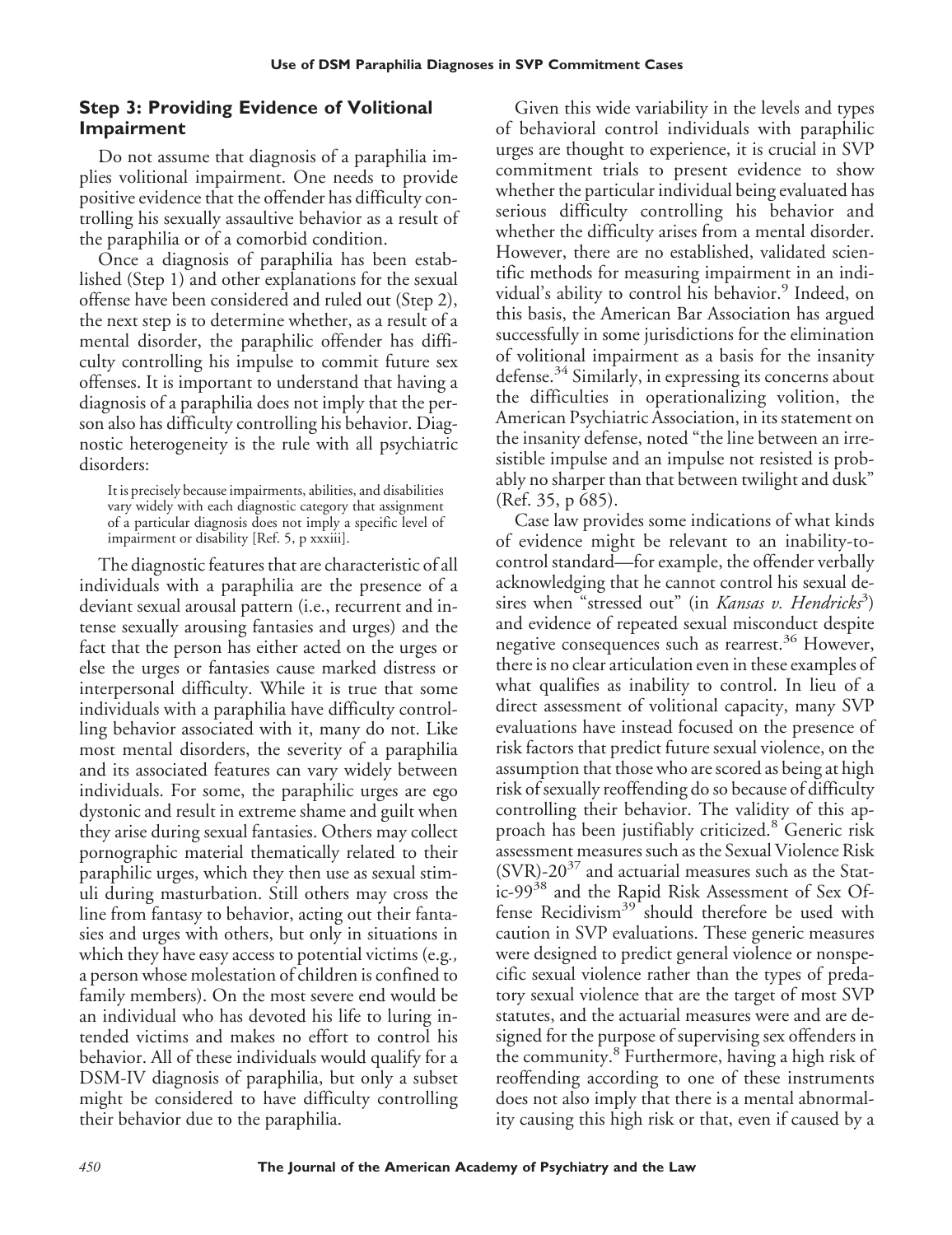## Step 3: Providing Evidence of Volitional Impairment

Do not assume that diagnosis of a paraphilia implies volitional impairment. One needs to provide positive evidence that the offender has difficulty controlling his sexually assaultive behavior as a result of the paraphilia or of a comorbid condition.

Once a diagnosis of paraphilia has been established (Step 1) and other explanations for the sexual offense have been considered and ruled out (Step 2), the next step is to determine whether, as a result of a mental disorder, the paraphilic offender has difficulty controlling his impulse to commit future sex offenses. It is important to understand that having a diagnosis of a paraphilia does not imply that the person also has difficulty controlling his behavior. Diagnostic heterogeneity is the rule with all psychiatric disorders:

> It is precisely because impairments, abilities, and disabilities vary widely with each diagnostic category that assignment of a particular diagnosis does not imply a specific level of impairment or disability [Ref. 5, p xxxiii].

The diagnostic features that are characteristic of all individuals with a paraphilia are the presence of a deviant sexual arousal pattern (i.e., recurrent and intense sexually arousing fantasies and urges) and the fact that the person has either acted on the urges or else the urges or fantasies cause marked distress or interpersonal difficulty. While it is true that some individuals with a paraphilia have difficulty controlling behavior associated with it, many do not. Like most mental disorders, the severity of a paraphilia and its associated features can vary widely between individuals. For some, the paraphilic urges are ego dystonic and result in extreme shame and guilt when they arise during sexual fantasies. Others may collect pornographic material thematically related to their paraphilic urges, which they then use as sexual stimuli during masturbation. Still others may cross the line from fantasy to behavior, acting out their fantasies and urges with others, but only in situations in which they have easy access to potential victims (e.g., a person whose molestation of children is confined to family members). On the most severe end would be an individual who has devoted his life to luring intended victims and makes no effort to control his behavior. All of these individuals would qualify for a DSM-IV diagnosis of paraphilia, but only a subset might be considered to have difficulty controlling their behavior due to the paraphilia.

Given this wide variability in the levels and types of behavioral control individuals with paraphilic urges are thought to experience, it is crucial in SVP commitment trials to present evidence to show whether the particular individual being evaluated has serious difficulty controlling his behavior and whether the difficulty arises from a mental disorder. However, there are no established, validated scientific methods for measuring impairment in an individual's ability to control his behavior.[9] Indeed, on this basis, the American Bar Association has argued successfully in some jurisdictions for the elimination of volitional impairment as a basis for the insanity defense.[34] Similarly, in expressing its concerns about the difficulties in operationalizing volition, the American Psychiatric Association, in its statement on the insanity defense, noted "the line between an irresistible impulse and an impulse not resisted is probably no sharper than that between twilight and dusk" (Ref. 35, p 685).

Case law provides some indications of what kinds of evidence might be relevant to an inability-to-control standard—for example, the offender verbally acknowledging that he cannot control his sexual desires when "stressed out" (in *Kansas v. Hendricks*[3]) and evidence of repeated sexual misconduct despite negative consequences such as rearrest.[36] However, there is no clear articulation even in these examples of what qualifies as inability to control. In lieu of a direct assessment of volitional capacity, many SVP evaluations have instead focused on the presence of risk factors that predict future sexual violence, on the assumption that those who are scored as being at high risk of sexually reoffending do so because of difficulty controlling their behavior. The validity of this approach has been justifiably criticized.[8] Generic risk assessment measures such as the Sexual Violence Risk (SVR)-20[37] and actuarial measures such as the Static-99[38] and the Rapid Risk Assessment of Sex Offense Recidivism[39] should therefore be used with caution in SVP evaluations. These generic measures were designed to predict general violence or nonspecific sexual violence rather than the types of predatory sexual violence that are the target of most SVP statutes, and the actuarial measures were and are designed for the purpose of supervising sex offenders in the community.[8] Furthermore, having a high risk of reoffending according to one of these instruments does not also imply that there is a mental abnormality causing this high risk or that, even if caused by a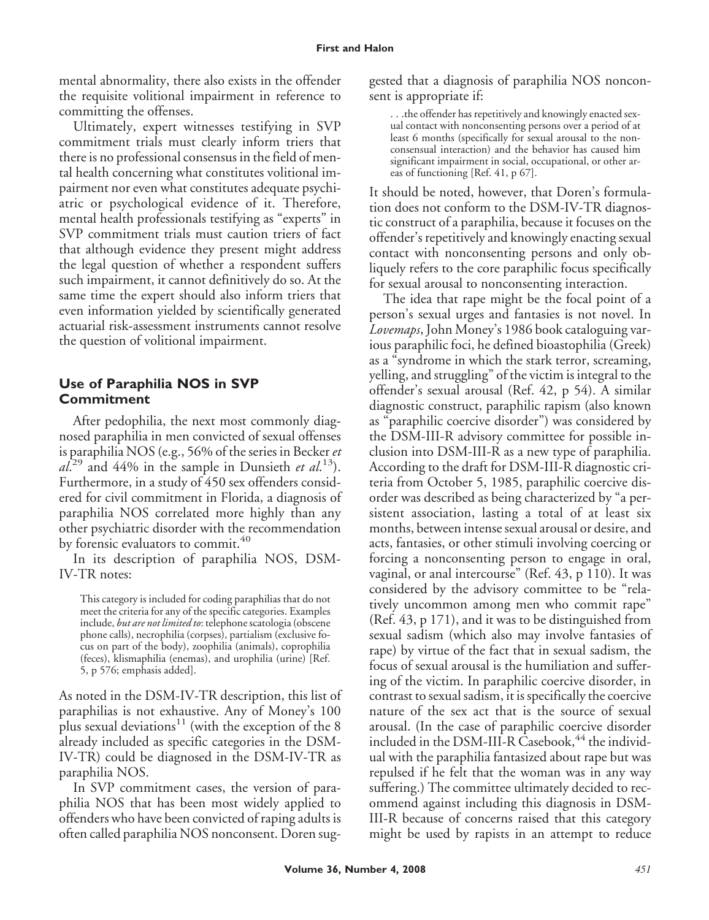mental abnormality, there also exists in the offender the requisite volitional impairment in reference to committing the offenses.

Ultimately, expert witnesses testifying in SVP commitment trials must clearly inform triers that there is no professional consensus in the field of mental health concerning what constitutes volitional impairment nor even what constitutes adequate psychiatric or psychological evidence of it. Therefore, mental health professionals testifying as "experts" in SVP commitment trials must caution triers of fact that although evidence they present might address the legal question of whether a respondent suffers such impairment, it cannot definitively do so. At the same time the expert should also inform triers that even information yielded by scientifically generated actuarial risk-assessment instruments cannot resolve the question of volitional impairment.

## Use of Paraphilia NOS in SVP Commitment

After pedophilia, the next most commonly diagnosed paraphilia in men convicted of sexual offenses is paraphilia NOS (e.g., 56% of the series in Becker *et al.*[29] and 44% in the sample in Dunsieth *et al.*[13]). Furthermore, in a study of 450 sex offenders considered for civil commitment in Florida, a diagnosis of paraphilia NOS correlated more highly than any other psychiatric disorder with the recommendation by forensic evaluators to commit.[40]

In its description of paraphilia NOS, DSM-IV-TR notes:

> This category is included for coding paraphilias that do not meet the criteria for any of the specific categories. Examples include, *but are not limited to*: telephone scatologia (obscene phone calls), necrophilia (corpses), partialism (exclusive focus on part of the body), zoophilia (animals), coprophilia (feces), klismaphilia (enemas), and urophilia (urine) [Ref. 5, p 576; emphasis added].

As noted in the DSM-IV-TR description, this list of paraphilias is not exhaustive. Any of Money's 100 plus sexual deviations[11] (with the exception of the 8 already included as specific categories in the DSM-IV-TR) could be diagnosed in the DSM-IV-TR as paraphilia NOS.

In SVP commitment cases, the version of paraphilia NOS that has been most widely applied to offenders who have been convicted of raping adults is often called paraphilia NOS nonconsent. Doren suggested that a diagnosis of paraphilia NOS nonconsent is appropriate if:

> . . .the offender has repetitively and knowingly enacted sexual contact with nonconsenting persons over a period of at least 6 months (specifically for sexual arousal to the nonconsensual interaction) and the behavior has caused him significant impairment in social, occupational, or other areas of functioning [Ref. 41, p 67].

It should be noted, however, that Doren's formulation does not conform to the DSM-IV-TR diagnostic construct of a paraphilia, because it focuses on the offender's repetitively and knowingly enacting sexual contact with nonconsenting persons and only obliquely refers to the core paraphilic focus specifically for sexual arousal to nonconsenting interaction.

The idea that rape might be the focal point of a person's sexual urges and fantasies is not novel. In *Lovemaps*, John Money's 1986 book cataloguing various paraphilic foci, he defined bioastophilia (Greek) as a "syndrome in which the stark terror, screaming, yelling, and struggling" of the victim is integral to the offender's sexual arousal (Ref. 42, p 54). A similar diagnostic construct, paraphilic rapism (also known as "paraphilic coercive disorder") was considered by the DSM-III-R advisory committee for possible inclusion into DSM-III-R as a new type of paraphilia. According to the draft for DSM-III-R diagnostic criteria from October 5, 1985, paraphilic coercive disorder was described as being characterized by "a persistent association, lasting a total of at least six months, between intense sexual arousal or desire, and acts, fantasies, or other stimuli involving coercing or forcing a nonconsenting person to engage in oral, vaginal, or anal intercourse" (Ref. 43, p 110). It was considered by the advisory committee to be "relatively uncommon among men who commit rape" (Ref. 43, p 171), and it was to be distinguished from sexual sadism (which also may involve fantasies of rape) by virtue of the fact that in sexual sadism, the focus of sexual arousal is the humiliation and suffering of the victim. In paraphilic coercive disorder, in contrast to sexual sadism, it is specifically the coercive nature of the sex act that is the source of sexual arousal. (In the case of paraphilic coercive disorder included in the DSM-III-R Casebook,[44] the individual with the paraphilia fantasized about rape but was repulsed if he felt that the woman was in any way suffering.) The committee ultimately decided to recommend against including this diagnosis in DSM-III-R because of concerns raised that this category might be used by rapists in an attempt to reduce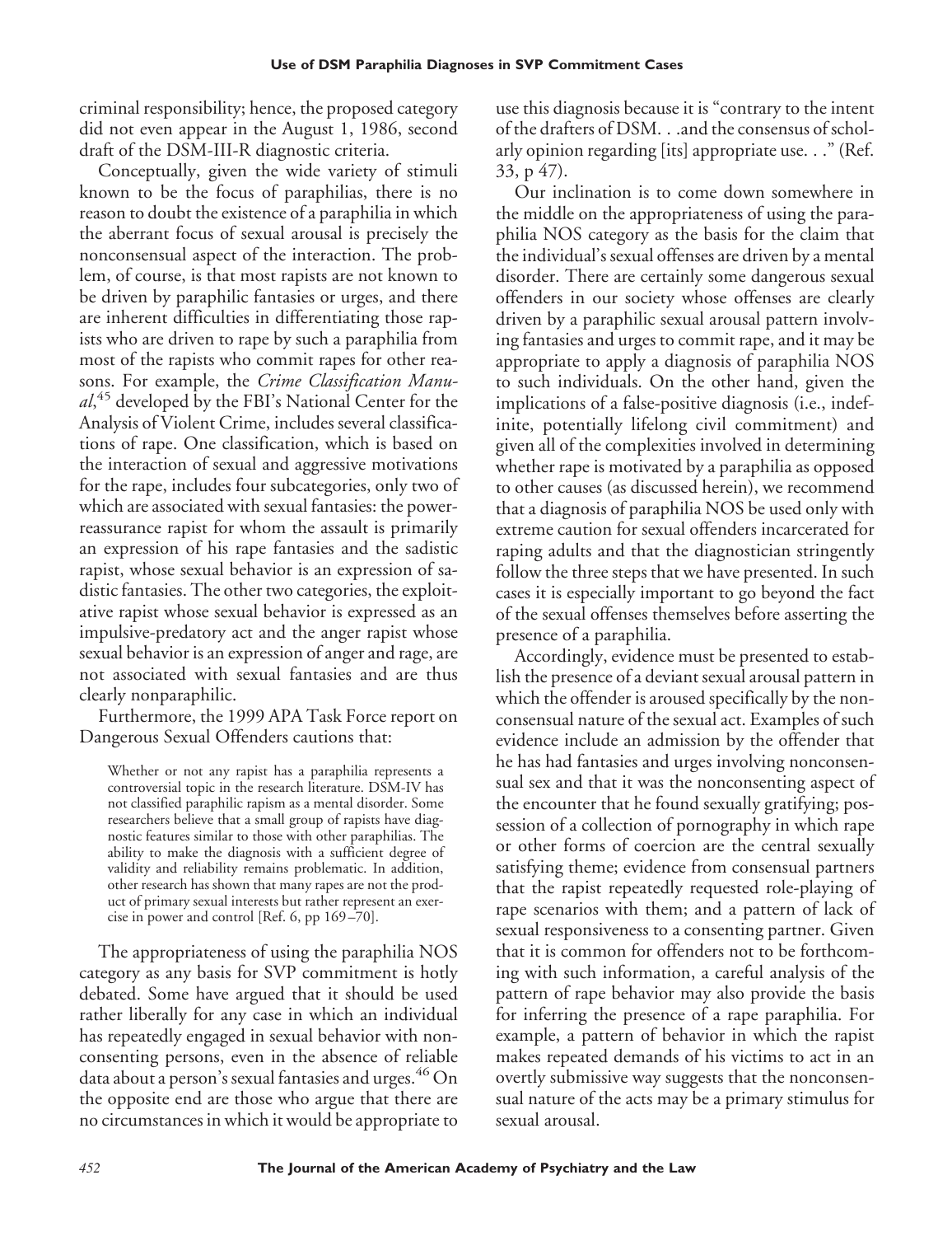criminal responsibility; hence, the proposed category did not even appear in the August 1, 1986, second draft of the DSM-III-R diagnostic criteria.

Conceptually, given the wide variety of stimuli known to be the focus of paraphilias, there is no reason to doubt the existence of a paraphilia in which the aberrant focus of sexual arousal is precisely the nonconsensual aspect of the interaction. The problem, of course, is that most rapists are not known to be driven by paraphilic fantasies or urges, and there are inherent difficulties in differentiating those rapists who are driven to rape by such a paraphilia from most of the rapists who commit rapes for other reasons. For example, the *Crime Classification Manual*,[45] developed by the FBI's National Center for the Analysis of Violent Crime, includes several classifications of rape. One classification, which is based on the interaction of sexual and aggressive motivations for the rape, includes four subcategories, only two of which are associated with sexual fantasies: the power-reassurance rapist for whom the assault is primarily an expression of his rape fantasies and the sadistic rapist, whose sexual behavior is an expression of sadistic fantasies. The other two categories, the exploitative rapist whose sexual behavior is expressed as an impulsive-predatory act and the anger rapist whose sexual behavior is an expression of anger and rage, are not associated with sexual fantasies and are thus clearly nonparaphilic.

Furthermore, the 1999 APA Task Force report on Dangerous Sexual Offenders cautions that:

> Whether or not any rapist has a paraphilia represents a controversial topic in the research literature. DSM-IV has not classified paraphilic rapism as a mental disorder. Some researchers believe that a small group of rapists have diagnostic features similar to those with other paraphilias. The ability to make the diagnosis with a sufficient degree of validity and reliability remains problematic. In addition, other research has shown that many rapes are not the product of primary sexual interests but rather represent an exercise in power and control [Ref. 6, pp 169–70].

The appropriateness of using the paraphilia NOS category as any basis for SVP commitment is hotly debated. Some have argued that it should be used rather liberally for any case in which an individual has repeatedly engaged in sexual behavior with nonconsenting persons, even in the absence of reliable data about a person's sexual fantasies and urges.[46] On the opposite end are those who argue that there are no circumstances in which it would be appropriate to use this diagnosis because it is "contrary to the intent of the drafters of DSM. . .and the consensus of scholarly opinion regarding [its] appropriate use. . ." (Ref. 33, p 47).

Our inclination is to come down somewhere in the middle on the appropriateness of using the paraphilia NOS category as the basis for the claim that the individual's sexual offenses are driven by a mental disorder. There are certainly some dangerous sexual offenders in our society whose offenses are clearly driven by a paraphilic sexual arousal pattern involving fantasies and urges to commit rape, and it may be appropriate to apply a diagnosis of paraphilia NOS to such individuals. On the other hand, given the implications of a false-positive diagnosis (i.e., indefinite, potentially lifelong civil commitment) and given all of the complexities involved in determining whether rape is motivated by a paraphilia as opposed to other causes (as discussed herein), we recommend that a diagnosis of paraphilia NOS be used only with extreme caution for sexual offenders incarcerated for raping adults and that the diagnostician stringently follow the three steps that we have presented. In such cases it is especially important to go beyond the fact of the sexual offenses themselves before asserting the presence of a paraphilia.

Accordingly, evidence must be presented to establish the presence of a deviant sexual arousal pattern in which the offender is aroused specifically by the nonconsensual nature of the sexual act. Examples of such evidence include an admission by the offender that he has had fantasies and urges involving nonconsensual sex and that it was the nonconsenting aspect of the encounter that he found sexually gratifying; possession of a collection of pornography in which rape or other forms of coercion are the central sexually satisfying theme; evidence from consensual partners that the rapist repeatedly requested role-playing of rape scenarios with them; and a pattern of lack of sexual responsiveness to a consenting partner. Given that it is common for offenders not to be forthcoming with such information, a careful analysis of the pattern of rape behavior may also provide the basis for inferring the presence of a rape paraphilia. For example, a pattern of behavior in which the rapist makes repeated demands of his victims to act in an overtly submissive way suggests that the nonconsensual nature of the acts may be a primary stimulus for sexual arousal.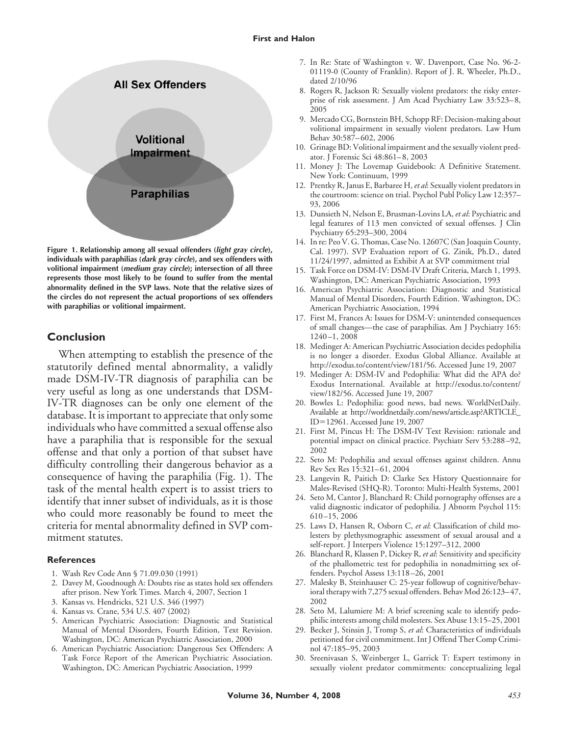All Sex Offenders

Volitional Impairment

Paraphilias

**Figure 1. Relationship among all sexual offenders (*light gray circle*), individuals with paraphilias (*dark gray circle*), and sex offenders with volitional impairment (*medium gray circle*); intersection of all three represents those most likely to be found to suffer from the mental abnormality defined in the SVP laws. Note that the relative sizes of the circles do not represent the actual proportions of sex offenders with paraphilias or volitional impairment.**

## Conclusion

When attempting to establish the presence of the statutorily defined mental abnormality, a validly made DSM-IV-TR diagnosis of paraphilia can be very useful as long as one understands that DSM-IV-TR diagnoses can be only one element of the database. It is important to appreciate that only some individuals who have committed a sexual offense also have a paraphilia that is responsible for the sexual offense and that only a portion of that subset have difficulty controlling their dangerous behavior as a consequence of having the paraphilia (Fig. 1). The task of the mental health expert is to assist triers to identify that inner subset of individuals, as it is those who could more reasonably be found to meet the criteria for mental abnormality defined in SVP commitment statutes.

### References

1. Wash Rev Code Ann § 71.09.030 (1991)
2. Davey M, Goodnough A: Doubts rise as states hold sex offenders after prison. New York Times. March 4, 2007, Section 1
3. Kansas vs. Hendricks, 521 U.S. 346 (1997)
4. Kansas vs. Crane, 534 U.S. 407 (2002)
5. American Psychiatric Association: Diagnostic and Statistical Manual of Mental Disorders, Fourth Edition, Text Revision. Washington, DC: American Psychiatric Association, 2000
6. American Psychiatric Association: Dangerous Sex Offenders: A Task Force Report of the American Psychiatric Association. Washington, DC: American Psychiatric Association, 1999
7. In Re: State of Washington v. W. Davenport, Case No. 96-2-01119-0 (County of Franklin). Report of J. R. Wheeler, Ph.D., dated 2/10/96
8. Rogers R, Jackson R: Sexually violent predators: the risky enterprise of risk assessment. J Am Acad Psychiatry Law 33:523–8, 2005
9. Mercado CG, Bornstein BH, Schopp RF: Decision-making about volitional impairment in sexually violent predators. Law Hum Behav 30:587–602, 2006
10. Grinage BD: Volitional impairment and the sexually violent predator. J Forensic Sci 48:861–8, 2003
11. Money J: The Lovemap Guidebook: A Definitive Statement. New York: Continuum, 1999
12. Prentky R, Janus E, Barbaree H, *et al*: Sexually violent predators in the courtroom: science on trial. Psychol Publ Policy Law 12:357–93, 2006
13. Dunsieth N, Nelson E, Brusman-Lovins LA, *et al*: Psychiatric and legal features of 113 men convicted of sexual offenses. J Clin Psychiatry 65:293–300, 2004
14. In re: Peo V. G. Thomas, Case No. 12607C (San Joaquin County, Cal. 1997). SVP Evaluation report of G. Zinik, Ph.D., dated 11/24/1997, admitted as Exhibit A at SVP commitment trial
15. Task Force on DSM-IV: DSM-IV Draft Criteria, March 1, 1993. Washington, DC: American Psychiatric Association, 1993
16. American Psychiatric Association: Diagnostic and Statistical Manual of Mental Disorders, Fourth Edition. Washington, DC: American Psychiatric Association, 1994
17. First M, Frances A: Issues for DSM-V: unintended consequences of small changes—the case of paraphilias. Am J Psychiatry 165: 1240–1, 2008
18. Medinger A: American Psychiatric Association decides pedophilia is no longer a disorder. Exodus Global Alliance. Available at http://exodus.to/content/view/181/56. Accessed June 19, 2007
19. Medinger A: DSM-IV and Pedophilia: What did the APA do? Exodus International. Available at http://exodus.to/content/view/182/56. Accessed June 19, 2007
20. Bowles L: Pedophilia: good news, bad news. WorldNetDaily. Available at http://worldnetdaily.com/news/article.asp?ARTICLE_ID=12961. Accessed June 19, 2007
21. First M, Pincus H: The DSM-IV Text Revision: rationale and potential impact on clinical practice. Psychiatr Serv 53:288–92, 2002
22. Seto M: Pedophilia and sexual offenses against children. Annu Rev Sex Res 15:321–61, 2004
23. Langevin R, Paitich D: Clarke Sex History Questionnaire for Males-Revised (SHQ-R). Toronto: Multi-Health Systems, 2001
24. Seto M, Cantor J, Blanchard R: Child pornography offenses are a valid diagnostic indicator of pedophilia. J Abnorm Psychol 115: 610–15, 2006
25. Laws D, Hansen R, Osborn C, *et al*: Classification of child molesters by plethysmographic assessment of sexual arousal and a self-report. J Interpers Violence 15:1297–312, 2000
26. Blanchard R, Klassen P, Dickey R, *et al*: Sensitivity and specificity of the phallometric test for pedophilia in nonadmitting sex offenders. Psychol Assess 13:118–26, 2001
27. Malesky B, Steinhauser C: 25-year followup of cognitive/behavioral therapy with 7,275 sexual offenders. Behav Mod 26:123–47, 2002
28. Seto M, Lalumiere M: A brief screening scale to identify pedophilic interests among child molesters. Sex Abuse 13:15–25, 2001
29. Becker J, Stinsin J, Tromp S, *et al*: Characteristics of individuals petitioned for civil commitment. Int J Offend Ther Comp Criminol 47:185–95, 2003
30. Sreenivasan S, Weinberger L, Garrick T: Expert testimony in sexually violent predator commitments: conceptualizing legal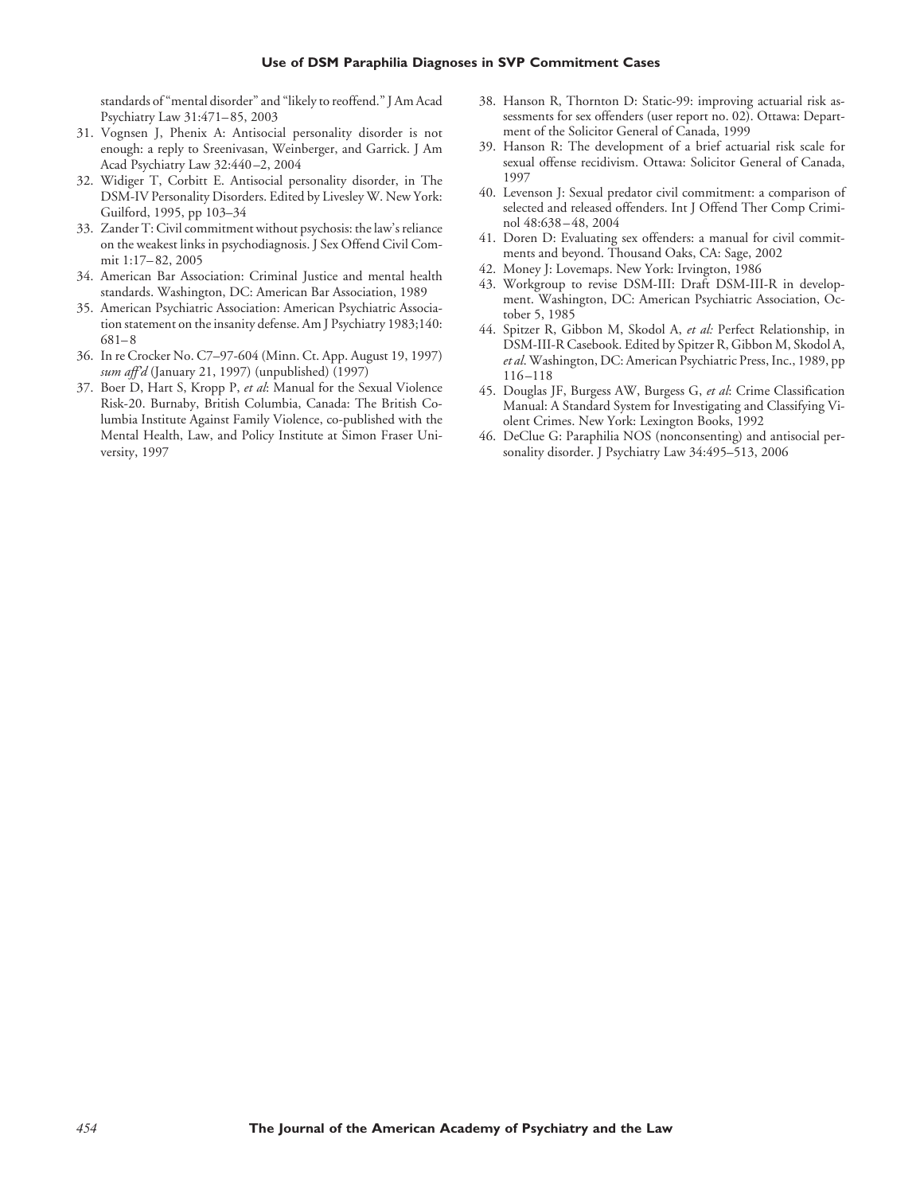standards of "mental disorder" and "likely to reoffend." J Am Acad Psychiatry Law 31:471–85, 2003

31. Vognsen J, Phenix A: Antisocial personality disorder is not enough: a reply to Sreenivasan, Weinberger, and Garrick. J Am Acad Psychiatry Law 32:440–2, 2004
32. Widiger T, Corbitt E. Antisocial personality disorder, in The DSM-IV Personality Disorders. Edited by Livesley W. New York: Guilford, 1995, pp 103–34
33. Zander T: Civil commitment without psychosis: the law's reliance on the weakest links in psychodiagnosis. J Sex Offend Civil Commit 1:17–82, 2005
34. American Bar Association: Criminal Justice and mental health standards. Washington, DC: American Bar Association, 1989
35. American Psychiatric Association: American Psychiatric Association statement on the insanity defense. Am J Psychiatry 1983;140: 681–8
36. In re Crocker No. C7–97-604 (Minn. Ct. App. August 19, 1997) *sum aff'd* (January 21, 1997) (unpublished) (1997)
37. Boer D, Hart S, Kropp P, *et al*: Manual for the Sexual Violence Risk-20. Burnaby, British Columbia, Canada: The British Columbia Institute Against Family Violence, co-published with the Mental Health, Law, and Policy Institute at Simon Fraser University, 1997
38. Hanson R, Thornton D: Static-99: improving actuarial risk assessments for sex offenders (user report no. 02). Ottawa: Department of the Solicitor General of Canada, 1999
39. Hanson R: The development of a brief actuarial risk scale for sexual offense recidivism. Ottawa: Solicitor General of Canada, 1997
40. Levenson J: Sexual predator civil commitment: a comparison of selected and released offenders. Int J Offend Ther Comp Criminol 48:638–48, 2004
41. Doren D: Evaluating sex offenders: a manual for civil commitments and beyond. Thousand Oaks, CA: Sage, 2002
42. Money J: Lovemaps. New York: Irvington, 1986
43. Workgroup to revise DSM-III: Draft DSM-III-R in development. Washington, DC: American Psychiatric Association, October 5, 1985
44. Spitzer R, Gibbon M, Skodol A, *et al:* Perfect Relationship, in DSM-III-R Casebook. Edited by Spitzer R, Gibbon M, Skodol A, *et al*. Washington, DC: American Psychiatric Press, Inc., 1989, pp 116–118
45. Douglas JF, Burgess AW, Burgess G, *et al*: Crime Classification Manual: A Standard System for Investigating and Classifying Violent Crimes. New York: Lexington Books, 1992
46. DeClue G: Paraphilia NOS (nonconsenting) and antisocial personality disorder. J Psychiatry Law 34:495–513, 2006